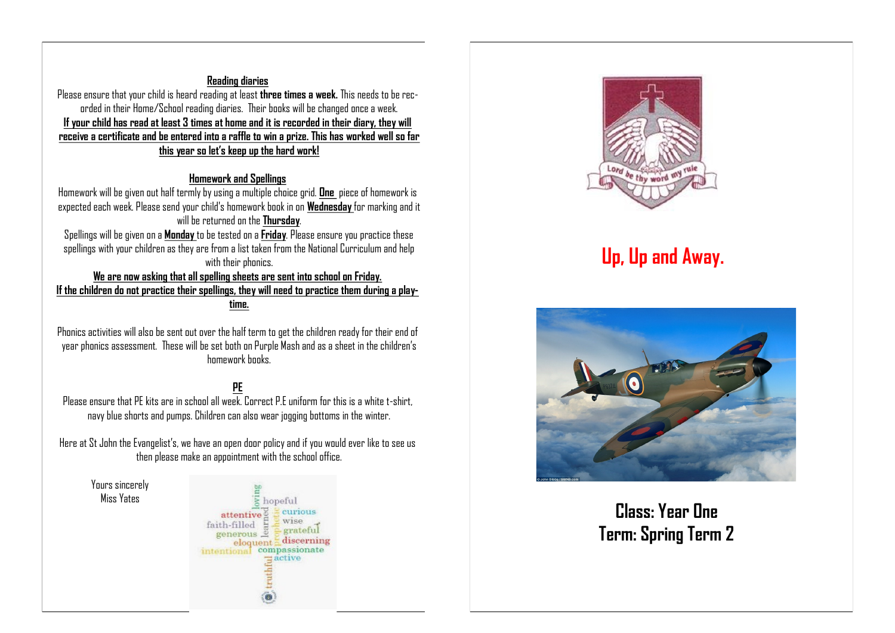## Reading diaries

Please ensure that your child is heard reading at least **three times a week.** This needs to be recorded in their Home/School reading diaries. Their books will be changed once a week.

**If your child has read at least 3 times at home and it is recorded in their diary, they will receive a certificate and be entered into a raffle to win a prize. This has worked well so far this year so let's keep up the hard work!**

## Homework and Spellings

Homework will be given out half termly by using a multiple choice grid. **One** piece of homework is expected each week. Please send your child's homework book in on **Wednesday** for marking and it will be returned on the **Thursday**.

Spellings will be given on a **Monday** to be tested on a **Friday**. Please ensure you practice these spellings with your children as they are from a list taken from the National Curriculum and help with their phonics.

**We are now asking that all spelling sheets are sent into school on Friday.**

**If the children do not practice their spellings, they will need to practice them during a playtime.**

Phonics activities will also be sent out over the half term to get the children ready for their end of year phonics assessment. These will be set both on Purple Mash and as a sheet in the children's homework books.

## PE

Please ensure that PE kits are in school all week. Correct P.E uniform for this is a white t-shirt, navy blue shorts and pumps. Children can also wear jogging bottoms in the winter.

Here at St John the Evangelist's, we have an open door policy and if you would ever like to see us then please make an appointment with the school office.

Yours sincerely

Miss Yates

Lord be thy word my rule

# Up, Up and Away.

## Class: Year One
## Term: Spring Term 2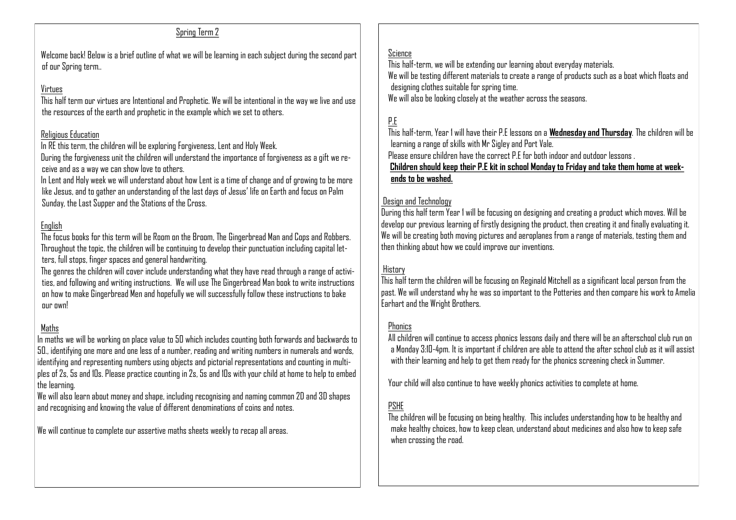## Spring Term 2

Welcome back! Below is a brief outline of what we will be learning in each subject during the second part of our Spring term..

### Virtues

This half term our virtues are Intentional and Prophetic. We will be intentional in the way we live and use the resources of the earth and prophetic in the example which we set to others.

### Religious Education

In RE this term, the children will be exploring Forgiveness, Lent and Holy Week.

During the forgiveness unit the children will understand the importance of forgiveness as a gift we receive and as a way we can show love to others.

In Lent and Holy week we will understand about how Lent is a time of change and of growing to be more like Jesus, and to gather an understanding of the last days of Jesus' life on Earth and focus on Palm Sunday, the Last Supper and the Stations of the Cross.

### English

The focus books for this term will be Room on the Broom, The Gingerbread Man and Cops and Robbers. Throughout the topic, the children will be continuing to develop their punctuation including capital letters, full stops, finger spaces and general handwriting.

The genres the children will cover include understanding what they have read through a range of activities, and following and writing instructions. We will use The Gingerbread Man book to write instructions on how to make Gingerbread Men and hopefully we will successfully follow these instructions to bake our own!

### Maths

In maths we will be working on place value to 50 which includes counting both forwards and backwards to 50., identifying one more and one less of a number, reading and writing numbers in numerals and words, identifying and representing numbers using objects and pictorial representations and counting in multiples of 2s, 5s and 10s. Please practice counting in 2s, 5s and 10s with your child at home to help to embed the learning.

We will also learn about money and shape, including recognising and naming common 2D and 3D shapes and recognising and knowing the value of different denominations of coins and notes.

We will continue to complete our assertive maths sheets weekly to recap all areas.

### Science

This half-term, we will be extending our learning about everyday materials.

We will be testing different materials to create a range of products such as a boat which floats and designing clothes suitable for spring time.

We will also be looking closely at the weather across the seasons.

### P.E

This half-term, Year 1 will have their P.E lessons on a **Wednesday and Thursday**. The children will be learning a range of skills with Mr Sigley and Port Vale.

Please ensure children have the correct P.E for both indoor and outdoor lessons .

**Children should keep their P.E kit in school Monday to Friday and take them home at weekends to be washed.**

### Design and Technology

During this half term Year 1 will be focusing on designing and creating a product which moves. Will be develop our previous learning of firstly designing the product, then creating it and finally evaluating it. We will be creating both moving pictures and aeroplanes from a range of materials, testing them and then thinking about how we could improve our inventions.

### History

This half term the children will be focusing on Reginald Mitchell as a significant local person from the past. We will understand why he was so important to the Potteries and then compare his work to Amelia Earhart and the Wright Brothers.

### Phonics

All children will continue to access phonics lessons daily and there will be an afterschool club run on a Monday 3:10-4pm. It is important if children are able to attend the after school club as it will assist with their learning and help to get them ready for the phonics screening check in Summer.

Your child will also continue to have weekly phonics activities to complete at home.

### PSHE

The children will be focusing on being healthy. This includes understanding how to be healthy and make healthy choices, how to keep clean, understand about medicines and also how to keep safe when crossing the road.